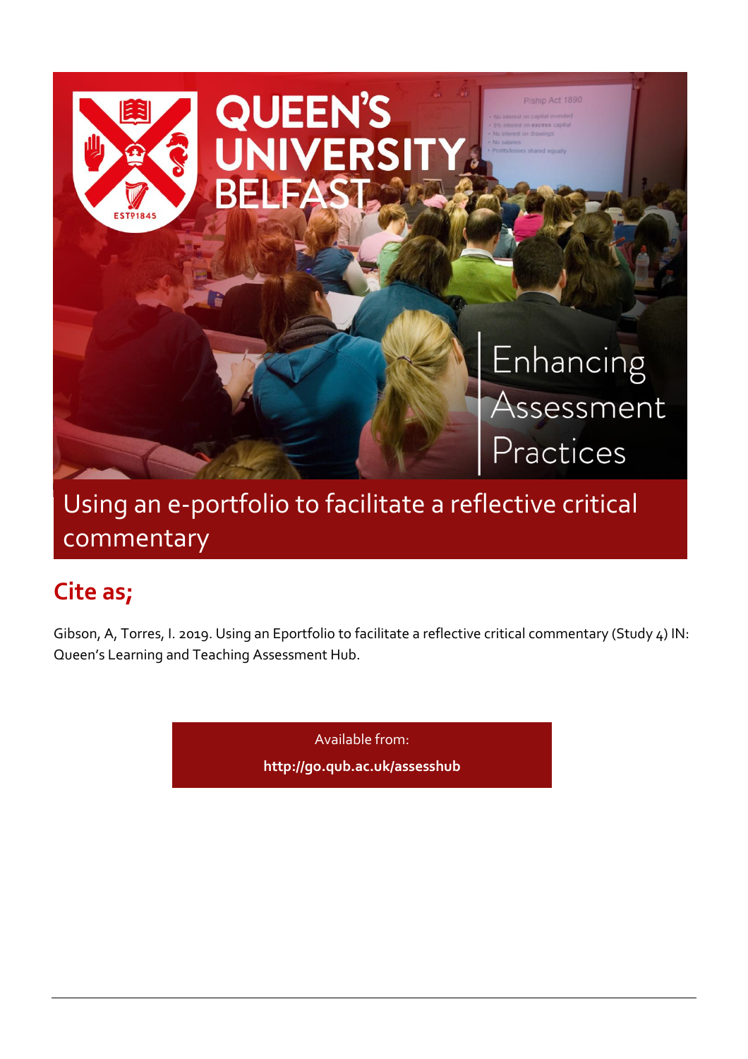# QUEEN'S UNIVERSITY BELFAST

Enhancing Assessment Practices

## Using an e-portfolio to facilitate a reflective critical commentary

## Cite as;

Gibson, A, Torres, I. 2019. Using an Eportfolio to facilitate a reflective critical commentary (Study 4) IN: Queen's Learning and Teaching Assessment Hub.

Available from:

**http://go.qub.ac.uk/assesshub**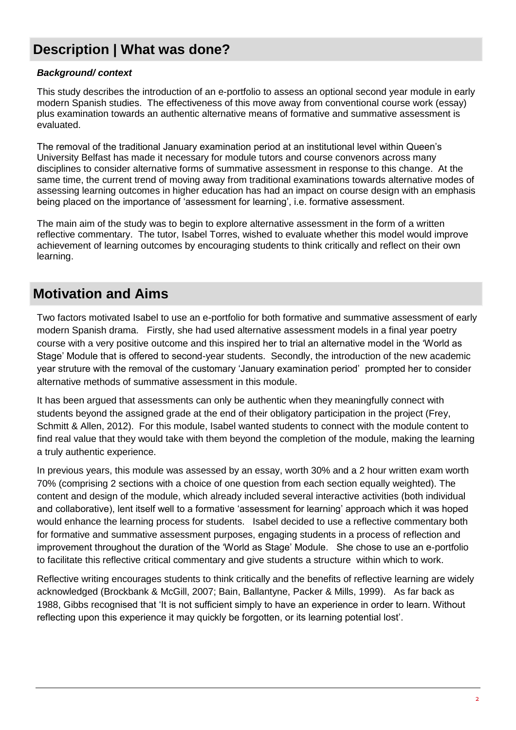## Description | What was done?

***Background/ context***

This study describes the introduction of an e-portfolio to assess an optional second year module in early modern Spanish studies. The effectiveness of this move away from conventional course work (essay) plus examination towards an authentic alternative means of formative and summative assessment is evaluated.

The removal of the traditional January examination period at an institutional level within Queen's University Belfast has made it necessary for module tutors and course convenors across many disciplines to consider alternative forms of summative assessment in response to this change. At the same time, the current trend of moving away from traditional examinations towards alternative modes of assessing learning outcomes in higher education has had an impact on course design with an emphasis being placed on the importance of 'assessment for learning', i.e. formative assessment.

The main aim of the study was to begin to explore alternative assessment in the form of a written reflective commentary. The tutor, Isabel Torres, wished to evaluate whether this model would improve achievement of learning outcomes by encouraging students to think critically and reflect on their own learning.

## Motivation and Aims

Two factors motivated Isabel to use an e-portfolio for both formative and summative assessment of early modern Spanish drama. Firstly, she had used alternative assessment models in a final year poetry course with a very positive outcome and this inspired her to trial an alternative model in the 'World as Stage' Module that is offered to second-year students. Secondly, the introduction of the new academic year struture with the removal of the customary 'January examination period' prompted her to consider alternative methods of summative assessment in this module.

It has been argued that assessments can only be authentic when they meaningfully connect with students beyond the assigned grade at the end of their obligatory participation in the project (Frey, Schmitt & Allen, 2012). For this module, Isabel wanted students to connect with the module content to find real value that they would take with them beyond the completion of the module, making the learning a truly authentic experience.

In previous years, this module was assessed by an essay, worth 30% and a 2 hour written exam worth 70% (comprising 2 sections with a choice of one question from each section equally weighted). The content and design of the module, which already included several interactive activities (both individual and collaborative), lent itself well to a formative 'assessment for learning' approach which it was hoped would enhance the learning process for students. Isabel decided to use a reflective commentary both for formative and summative assessment purposes, engaging students in a process of reflection and improvement throughout the duration of the 'World as Stage' Module. She chose to use an e-portfolio to facilitate this reflective critical commentary and give students a structure within which to work.

Reflective writing encourages students to think critically and the benefits of reflective learning are widely acknowledged (Brockbank & McGill, 2007; Bain, Ballantyne, Packer & Mills, 1999). As far back as 1988, Gibbs recognised that 'It is not sufficient simply to have an experience in order to learn. Without reflecting upon this experience it may quickly be forgotten, or its learning potential lost'.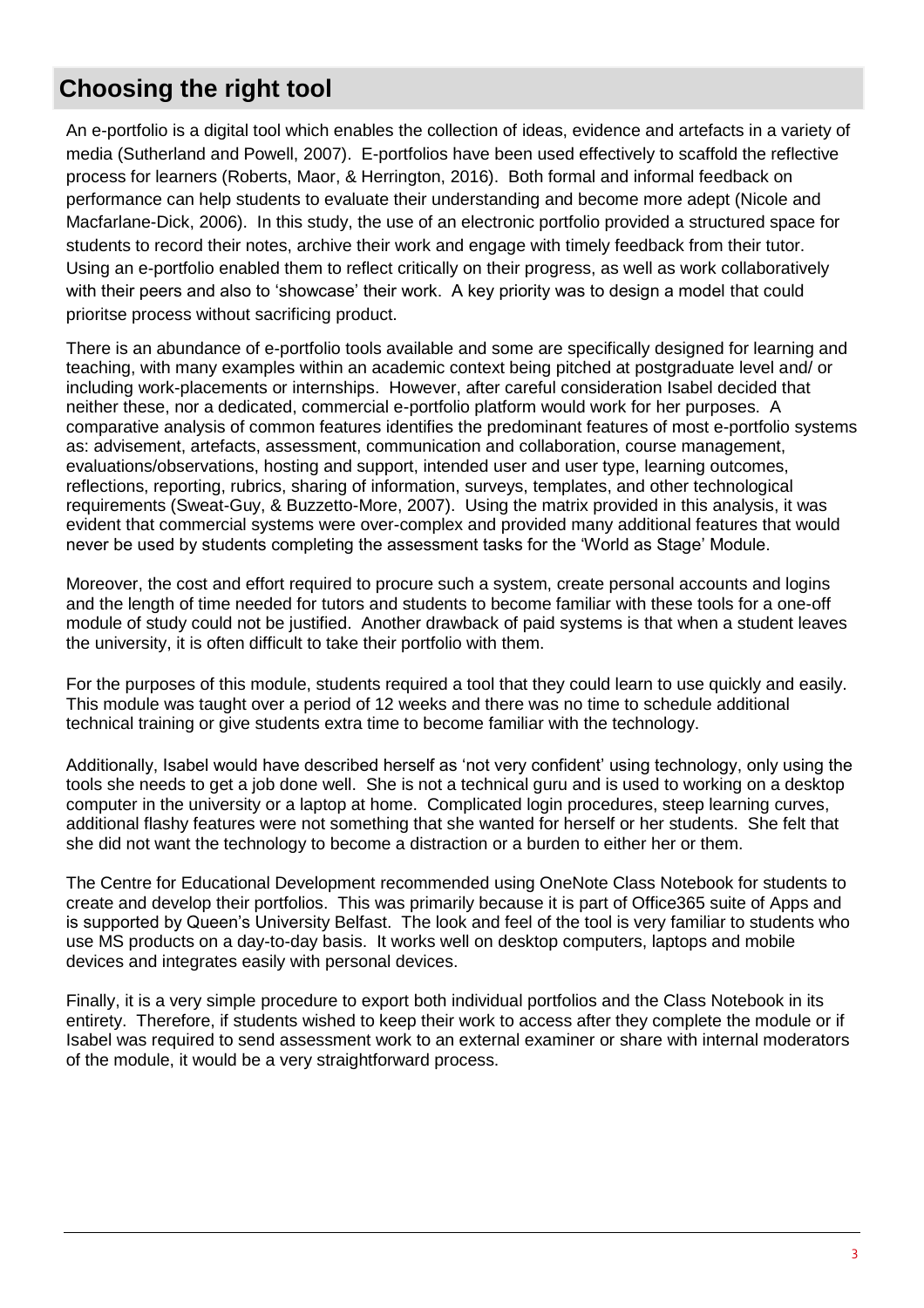## Choosing the right tool

An e-portfolio is a digital tool which enables the collection of ideas, evidence and artefacts in a variety of media (Sutherland and Powell, 2007). E-portfolios have been used effectively to scaffold the reflective process for learners (Roberts, Maor, & Herrington, 2016). Both formal and informal feedback on performance can help students to evaluate their understanding and become more adept (Nicole and Macfarlane-Dick, 2006). In this study, the use of an electronic portfolio provided a structured space for students to record their notes, archive their work and engage with timely feedback from their tutor. Using an e-portfolio enabled them to reflect critically on their progress, as well as work collaboratively with their peers and also to 'showcase' their work. A key priority was to design a model that could prioritse process without sacrificing product.

There is an abundance of e-portfolio tools available and some are specifically designed for learning and teaching, with many examples within an academic context being pitched at postgraduate level and/ or including work-placements or internships. However, after careful consideration Isabel decided that neither these, nor a dedicated, commercial e-portfolio platform would work for her purposes. A comparative analysis of common features identifies the predominant features of most e-portfolio systems as: advisement, artefacts, assessment, communication and collaboration, course management, evaluations/observations, hosting and support, intended user and user type, learning outcomes, reflections, reporting, rubrics, sharing of information, surveys, templates, and other technological requirements (Sweat-Guy, & Buzzetto-More, 2007). Using the matrix provided in this analysis, it was evident that commercial systems were over-complex and provided many additional features that would never be used by students completing the assessment tasks for the 'World as Stage' Module.

Moreover, the cost and effort required to procure such a system, create personal accounts and logins and the length of time needed for tutors and students to become familiar with these tools for a one-off module of study could not be justified. Another drawback of paid systems is that when a student leaves the university, it is often difficult to take their portfolio with them.

For the purposes of this module, students required a tool that they could learn to use quickly and easily. This module was taught over a period of 12 weeks and there was no time to schedule additional technical training or give students extra time to become familiar with the technology.

Additionally, Isabel would have described herself as 'not very confident' using technology, only using the tools she needs to get a job done well. She is not a technical guru and is used to working on a desktop computer in the university or a laptop at home. Complicated login procedures, steep learning curves, additional flashy features were not something that she wanted for herself or her students. She felt that she did not want the technology to become a distraction or a burden to either her or them.

The Centre for Educational Development recommended using OneNote Class Notebook for students to create and develop their portfolios. This was primarily because it is part of Office365 suite of Apps and is supported by Queen's University Belfast. The look and feel of the tool is very familiar to students who use MS products on a day-to-day basis. It works well on desktop computers, laptops and mobile devices and integrates easily with personal devices.

Finally, it is a very simple procedure to export both individual portfolios and the Class Notebook in its entirety. Therefore, if students wished to keep their work to access after they complete the module or if Isabel was required to send assessment work to an external examiner or share with internal moderators of the module, it would be a very straightforward process.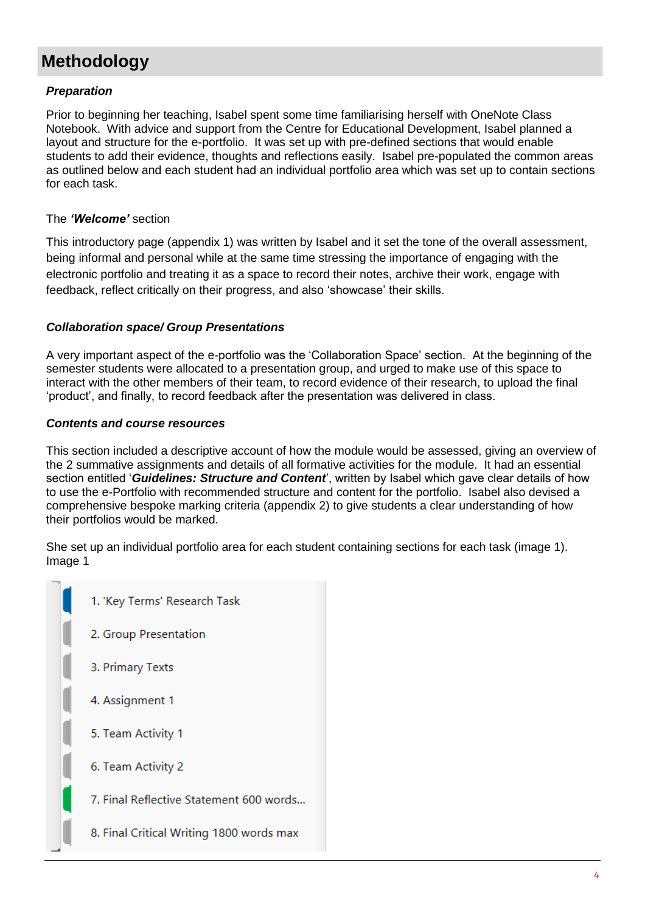# Methodology

***Preparation***

Prior to beginning her teaching, Isabel spent some time familiarising herself with OneNote Class Notebook. With advice and support from the Centre for Educational Development, Isabel planned a layout and structure for the e-portfolio. It was set up with pre-defined sections that would enable students to add their evidence, thoughts and reflections easily. Isabel pre-populated the common areas as outlined below and each student had an individual portfolio area which was set up to contain sections for each task.

The ***'Welcome'*** section

This introductory page (appendix 1) was written by Isabel and it set the tone of the overall assessment, being informal and personal while at the same time stressing the importance of engaging with the electronic portfolio and treating it as a space to record their notes, archive their work, engage with feedback, reflect critically on their progress, and also 'showcase' their skills.

***Collaboration space/ Group Presentations***

A very important aspect of the e-portfolio was the 'Collaboration Space' section. At the beginning of the semester students were allocated to a presentation group, and urged to make use of this space to interact with the other members of their team, to record evidence of their research, to upload the final 'product', and finally, to record feedback after the presentation was delivered in class.

***Contents and course resources***

This section included a descriptive account of how the module would be assessed, giving an overview of the 2 summative assignments and details of all formative activities for the module. It had an essential section entitled '***Guidelines: Structure and Content***', written by Isabel which gave clear details of how to use the e-Portfolio with recommended structure and content for the portfolio. Isabel also devised a comprehensive bespoke marking criteria (appendix 2) to give students a clear understanding of how their portfolios would be marked.

She set up an individual portfolio area for each student containing sections for each task (image 1).
Image 1

1. 'Key Terms' Research Task
2. Group Presentation
3. Primary Texts
4. Assignment 1
5. Team Activity 1
6. Team Activity 2
7. Final Reflective Statement 600 words...
8. Final Critical Writing 1800 words max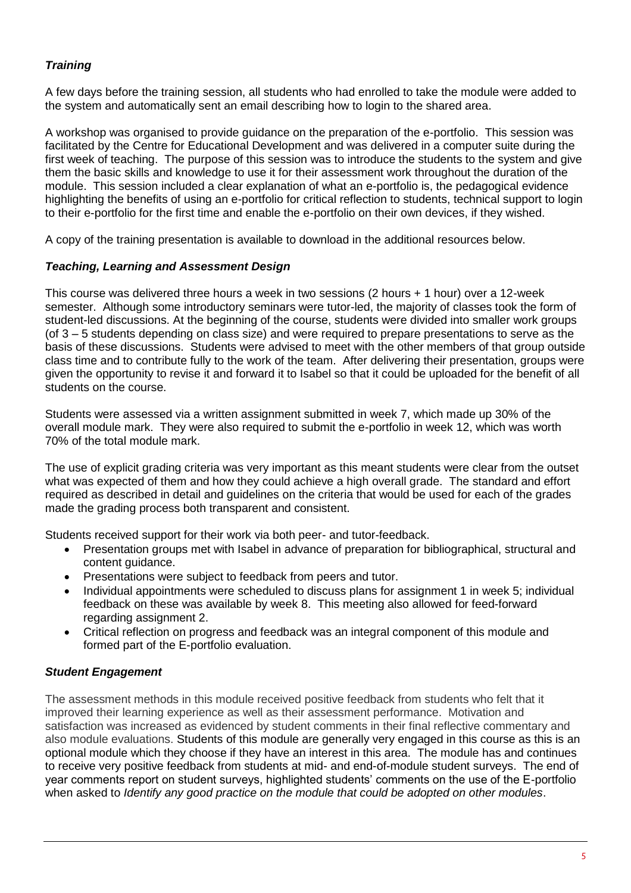### *Training*

A few days before the training session, all students who had enrolled to take the module were added to the system and automatically sent an email describing how to login to the shared area.

A workshop was organised to provide guidance on the preparation of the e-portfolio. This session was facilitated by the Centre for Educational Development and was delivered in a computer suite during the first week of teaching. The purpose of this session was to introduce the students to the system and give them the basic skills and knowledge to use it for their assessment work throughout the duration of the module. This session included a clear explanation of what an e-portfolio is, the pedagogical evidence highlighting the benefits of using an e-portfolio for critical reflection to students, technical support to login to their e-portfolio for the first time and enable the e-portfolio on their own devices, if they wished.

A copy of the training presentation is available to download in the additional resources below.

### *Teaching, Learning and Assessment Design*

This course was delivered three hours a week in two sessions (2 hours + 1 hour) over a 12-week semester. Although some introductory seminars were tutor-led, the majority of classes took the form of student-led discussions. At the beginning of the course, students were divided into smaller work groups (of 3 – 5 students depending on class size) and were required to prepare presentations to serve as the basis of these discussions. Students were advised to meet with the other members of that group outside class time and to contribute fully to the work of the team. After delivering their presentation, groups were given the opportunity to revise it and forward it to Isabel so that it could be uploaded for the benefit of all students on the course.

Students were assessed via a written assignment submitted in week 7, which made up 30% of the overall module mark. They were also required to submit the e-portfolio in week 12, which was worth 70% of the total module mark.

The use of explicit grading criteria was very important as this meant students were clear from the outset what was expected of them and how they could achieve a high overall grade. The standard and effort required as described in detail and guidelines on the criteria that would be used for each of the grades made the grading process both transparent and consistent.

Students received support for their work via both peer- and tutor-feedback.

- Presentation groups met with Isabel in advance of preparation for bibliographical, structural and content guidance.
- Presentations were subject to feedback from peers and tutor.
- Individual appointments were scheduled to discuss plans for assignment 1 in week 5; individual feedback on these was available by week 8. This meeting also allowed for feed-forward regarding assignment 2.
- Critical reflection on progress and feedback was an integral component of this module and formed part of the E-portfolio evaluation.

### *Student Engagement*

The assessment methods in this module received positive feedback from students who felt that it improved their learning experience as well as their assessment performance. Motivation and satisfaction was increased as evidenced by student comments in their final reflective commentary and also module evaluations. Students of this module are generally very engaged in this course as this is an optional module which they choose if they have an interest in this area. The module has and continues to receive very positive feedback from students at mid- and end-of-module student surveys. The end of year comments report on student surveys, highlighted students' comments on the use of the E-portfolio when asked to *Identify any good practice on the module that could be adopted on other modules*.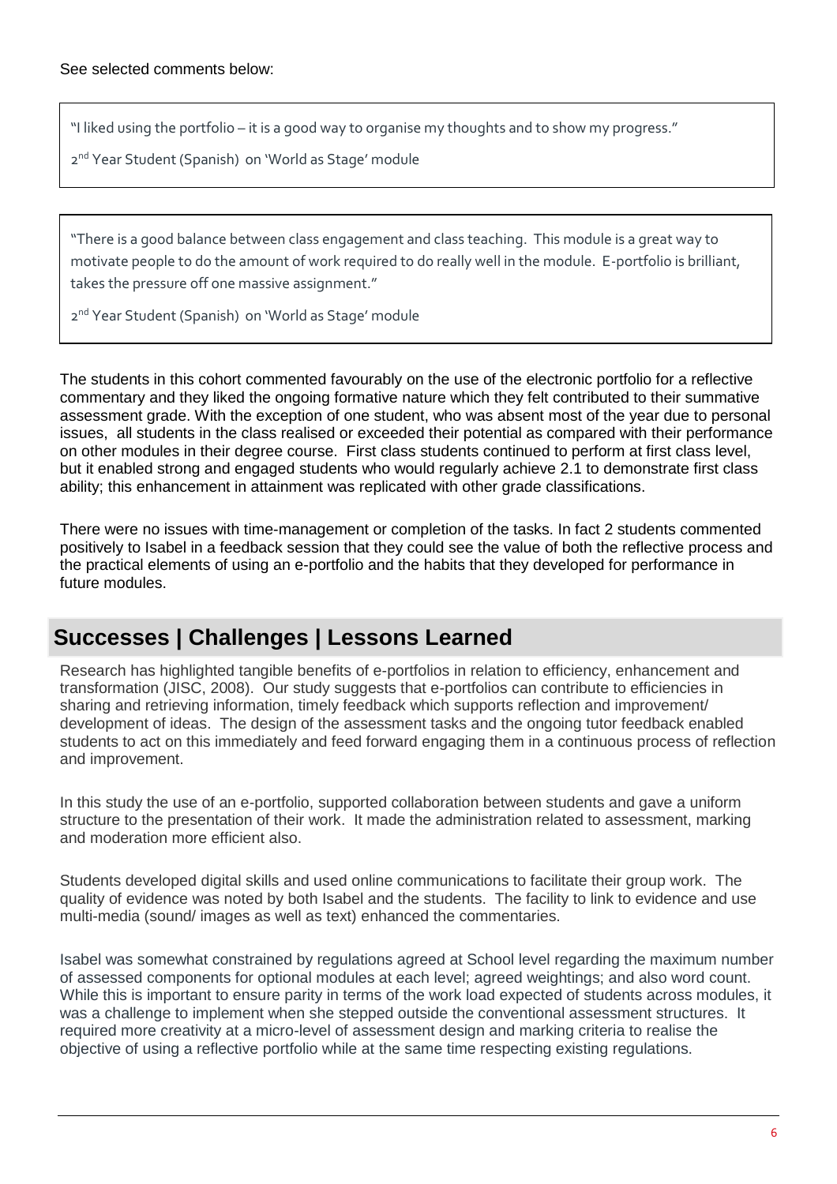See selected comments below:

> "I liked using the portfolio – it is a good way to organise my thoughts and to show my progress."
>
> 2nd Year Student (Spanish) on 'World as Stage' module

> "There is a good balance between class engagement and class teaching. This module is a great way to motivate people to do the amount of work required to do really well in the module. E-portfolio is brilliant, takes the pressure off one massive assignment."
>
> 2nd Year Student (Spanish) on 'World as Stage' module

The students in this cohort commented favourably on the use of the electronic portfolio for a reflective commentary and they liked the ongoing formative nature which they felt contributed to their summative assessment grade. With the exception of one student, who was absent most of the year due to personal issues, all students in the class realised or exceeded their potential as compared with their performance on other modules in their degree course. First class students continued to perform at first class level, but it enabled strong and engaged students who would regularly achieve 2.1 to demonstrate first class ability; this enhancement in attainment was replicated with other grade classifications.

There were no issues with time-management or completion of the tasks. In fact 2 students commented positively to Isabel in a feedback session that they could see the value of both the reflective process and the practical elements of using an e-portfolio and the habits that they developed for performance in future modules.

## Successes | Challenges | Lessons Learned

Research has highlighted tangible benefits of e-portfolios in relation to efficiency, enhancement and transformation (JISC, 2008). Our study suggests that e-portfolios can contribute to efficiencies in sharing and retrieving information, timely feedback which supports reflection and improvement/ development of ideas. The design of the assessment tasks and the ongoing tutor feedback enabled students to act on this immediately and feed forward engaging them in a continuous process of reflection and improvement.

In this study the use of an e-portfolio, supported collaboration between students and gave a uniform structure to the presentation of their work. It made the administration related to assessment, marking and moderation more efficient also.

Students developed digital skills and used online communications to facilitate their group work. The quality of evidence was noted by both Isabel and the students. The facility to link to evidence and use multi-media (sound/ images as well as text) enhanced the commentaries.

Isabel was somewhat constrained by regulations agreed at School level regarding the maximum number of assessed components for optional modules at each level; agreed weightings; and also word count. While this is important to ensure parity in terms of the work load expected of students across modules, it was a challenge to implement when she stepped outside the conventional assessment structures. It required more creativity at a micro-level of assessment design and marking criteria to realise the objective of using a reflective portfolio while at the same time respecting existing regulations.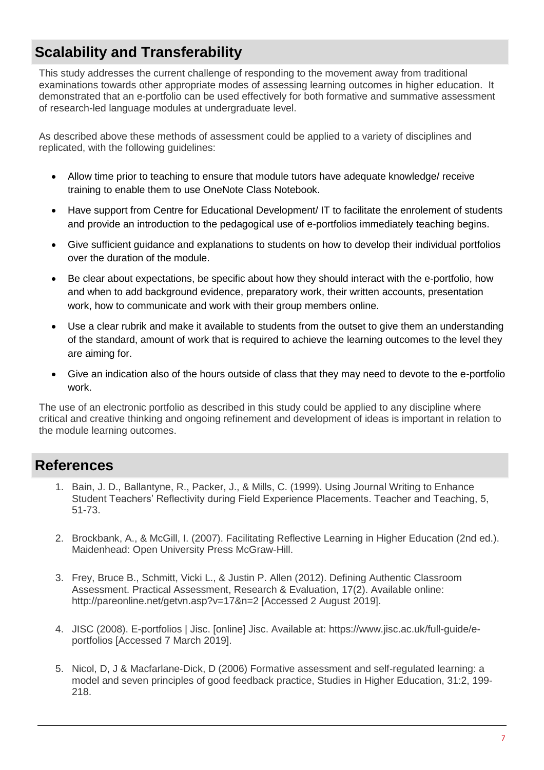## Scalability and Transferability

This study addresses the current challenge of responding to the movement away from traditional examinations towards other appropriate modes of assessing learning outcomes in higher education. It demonstrated that an e-portfolio can be used effectively for both formative and summative assessment of research-led language modules at undergraduate level.

As described above these methods of assessment could be applied to a variety of disciplines and replicated, with the following guidelines:

- Allow time prior to teaching to ensure that module tutors have adequate knowledge/ receive training to enable them to use OneNote Class Notebook.
- Have support from Centre for Educational Development/ IT to facilitate the enrolement of students and provide an introduction to the pedagogical use of e-portfolios immediately teaching begins.
- Give sufficient guidance and explanations to students on how to develop their individual portfolios over the duration of the module.
- Be clear about expectations, be specific about how they should interact with the e-portfolio, how and when to add background evidence, preparatory work, their written accounts, presentation work, how to communicate and work with their group members online.
- Use a clear rubrik and make it available to students from the outset to give them an understanding of the standard, amount of work that is required to achieve the learning outcomes to the level they are aiming for.
- Give an indication also of the hours outside of class that they may need to devote to the e-portfolio work.

The use of an electronic portfolio as described in this study could be applied to any discipline where critical and creative thinking and ongoing refinement and development of ideas is important in relation to the module learning outcomes.

## References

1. Bain, J. D., Ballantyne, R., Packer, J., & Mills, C. (1999). Using Journal Writing to Enhance Student Teachers' Reflectivity during Field Experience Placements. Teacher and Teaching, 5, 51-73.

2. Brockbank, A., & McGill, I. (2007). Facilitating Reflective Learning in Higher Education (2nd ed.). Maidenhead: Open University Press McGraw-Hill.

3. Frey, Bruce B., Schmitt, Vicki L., & Justin P. Allen (2012). Defining Authentic Classroom Assessment. Practical Assessment, Research & Evaluation, 17(2). Available online: http://pareonline.net/getvn.asp?v=17&n=2 [Accessed 2 August 2019].

4. JISC (2008). E-portfolios | Jisc. [online] Jisc. Available at: https://www.jisc.ac.uk/full-guide/e-portfolios [Accessed 7 March 2019].

5. Nicol, D, J & Macfarlane-Dick, D (2006) Formative assessment and self-regulated learning: a model and seven principles of good feedback practice, Studies in Higher Education, 31:2, 199-218.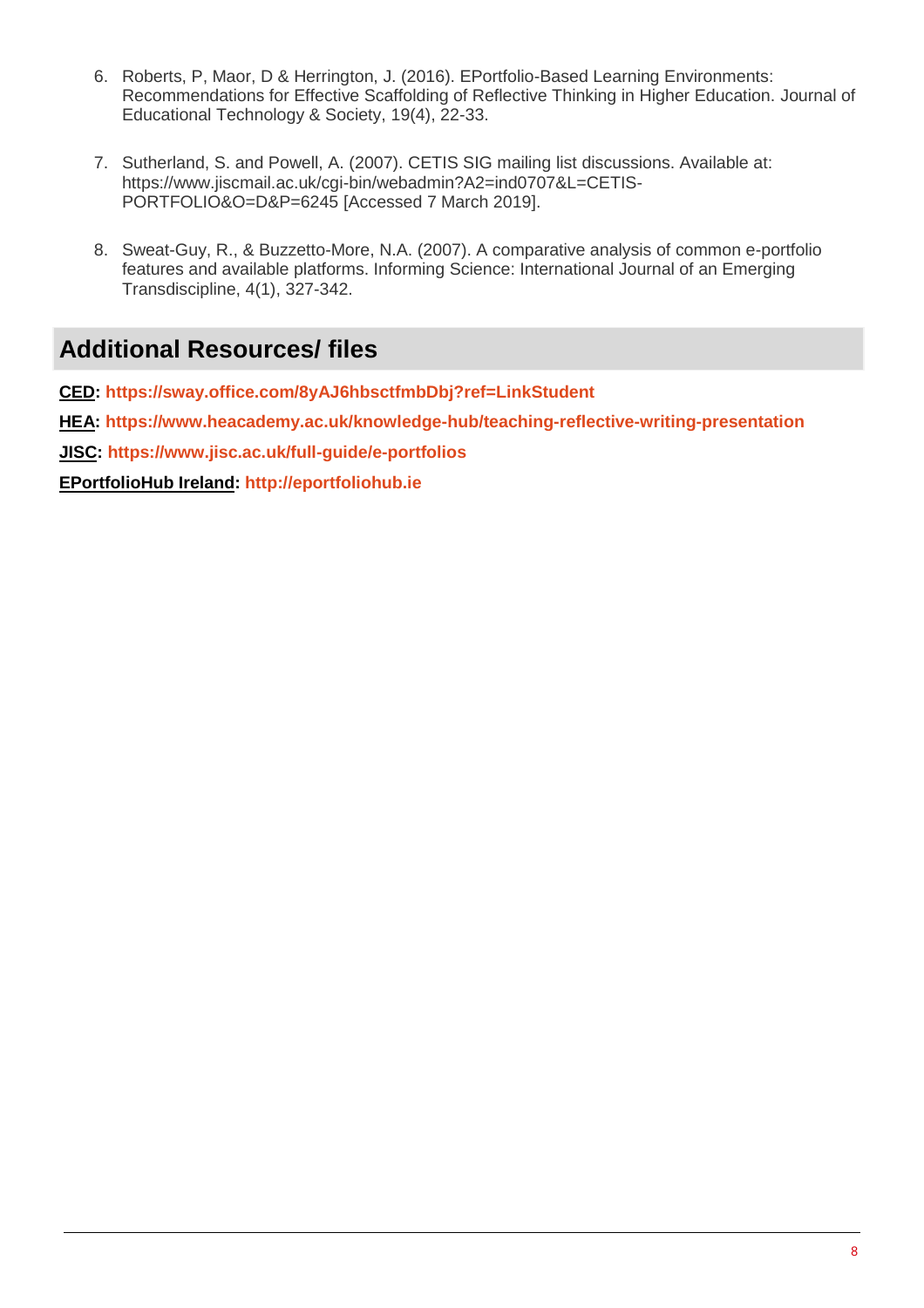6. Roberts, P, Maor, D & Herrington, J. (2016). EPortfolio-Based Learning Environments: Recommendations for Effective Scaffolding of Reflective Thinking in Higher Education. Journal of Educational Technology & Society, 19(4), 22-33.

7. Sutherland, S. and Powell, A. (2007). CETIS SIG mailing list discussions. Available at: https://www.jiscmail.ac.uk/cgi-bin/webadmin?A2=ind0707&L=CETIS-PORTFOLIO&O=D&P=6245 [Accessed 7 March 2019].

8. Sweat-Guy, R., & Buzzetto-More, N.A. (2007). A comparative analysis of common e-portfolio features and available platforms. Informing Science: International Journal of an Emerging Transdiscipline, 4(1), 327-342.

## Additional Resources/ files

**CED: https://sway.office.com/8yAJ6hbsctfmbDbj?ref=LinkStudent**

**HEA: https://www.heacademy.ac.uk/knowledge-hub/teaching-reflective-writing-presentation**

**JISC: https://www.jisc.ac.uk/full-guide/e-portfolios**

**EPortfolioHub Ireland: http://eportfoliohub.ie**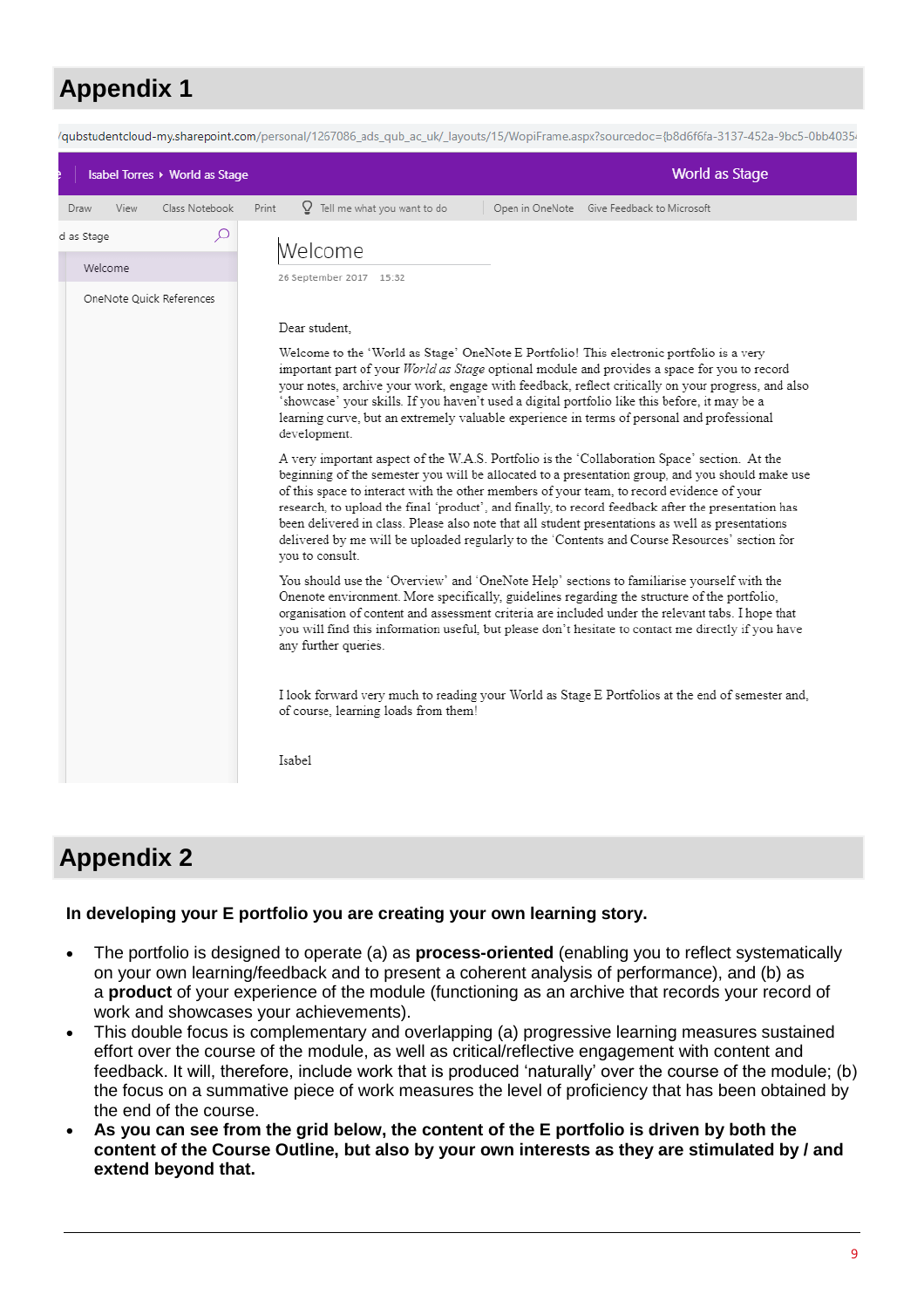# Appendix 1

/qubstudentcloud-my.sharepoint.com/personal/1267086_ads_qub_ac_uk/_layouts/15/WopiFrame.aspx?sourcedoc={b8d6f6fa-3137-452a-9bc5-0bb4035

Isabel Torres ▸ World as Stage

World as Stage

Draw | View | Class Notebook | Print | Tell me what you want to do | Open in OneNote | Give Feedback to Microsoft

d as Stage

Welcome

OneNote Quick References

## Welcome

26 September 2017 15:32

Dear student,

Welcome to the 'World as Stage' OneNote E Portfolio! This electronic portfolio is a very important part of your *World as Stage* optional module and provides a space for you to record your notes, archive your work, engage with feedback, reflect critically on your progress, and also 'showcase' your skills. If you haven't used a digital portfolio like this before, it may be a learning curve, but an extremely valuable experience in terms of personal and professional development.

A very important aspect of the W.A.S. Portfolio is the 'Collaboration Space' section. At the beginning of the semester you will be allocated to a presentation group, and you should make use of this space to interact with the other members of your team, to record evidence of your research, to upload the final 'product', and finally, to record feedback after the presentation has been delivered in class. Please also note that all student presentations as well as presentations delivered by me will be uploaded regularly to the 'Contents and Course Resources' section for you to consult.

You should use the 'Overview' and 'OneNote Help' sections to familiarise yourself with the Onenote environment. More specifically, guidelines regarding the structure of the portfolio, organisation of content and assessment criteria are included under the relevant tabs. I hope that you will find this information useful, but please don't hesitate to contact me directly if you have any further queries.

I look forward very much to reading your World as Stage E Portfolios at the end of semester and, of course, learning loads from them!

Isabel

# Appendix 2

**In developing your E portfolio you are creating your own learning story.**

- The portfolio is designed to operate (a) as **process-oriented** (enabling you to reflect systematically on your own learning/feedback and to present a coherent analysis of performance), and (b) as a **product** of your experience of the module (functioning as an archive that records your record of work and showcases your achievements).
- This double focus is complementary and overlapping (a) progressive learning measures sustained effort over the course of the module, as well as critical/reflective engagement with content and feedback. It will, therefore, include work that is produced 'naturally' over the course of the module; (b) the focus on a summative piece of work measures the level of proficiency that has been obtained by the end of the course.
- **As you can see from the grid below, the content of the E portfolio is driven by both the content of the Course Outline, but also by your own interests as they are stimulated by / and extend beyond that.**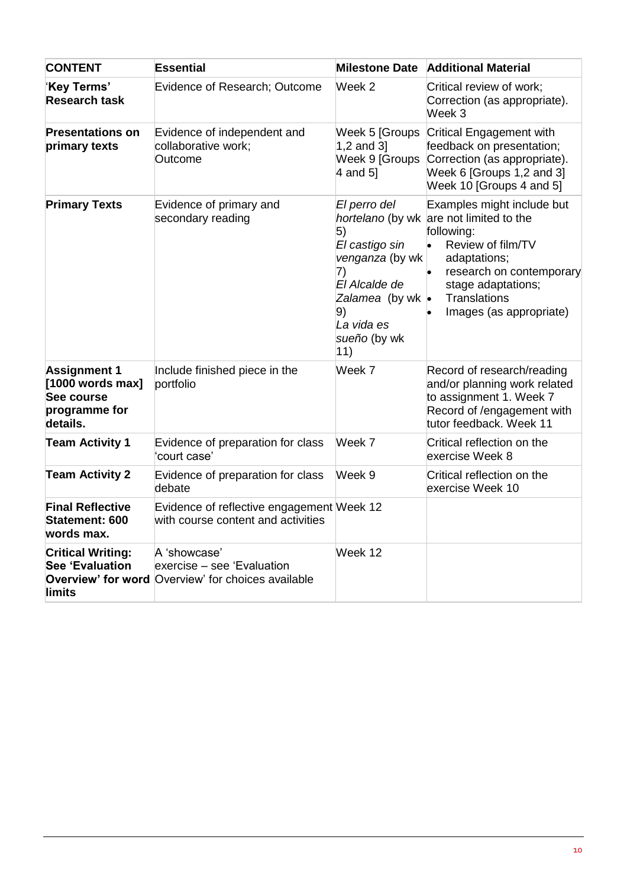| CONTENT | Essential | Milestone Date | Additional Material |
|---|---|---|---|
| **'Key Terms' Research task** | Evidence of Research; Outcome | Week 2 | Critical review of work; Correction (as appropriate). Week 3 |
| **Presentations on primary texts** | Evidence of independent and collaborative work; Outcome | Week 5 [Groups 1,2 and 3] Week 9 [Groups 4 and 5] | Critical Engagement with feedback on presentation; Correction (as appropriate). Week 6 [Groups 1,2 and 3] Week 10 [Groups 4 and 5] |
| **Primary Texts** | Evidence of primary and secondary reading | *El perro del hortelano* (by wk 5) *El castigo sin venganza* (by wk 7) *El Alcalde de Zalamea* (by wk 9) *La vida es sueño* (by wk 11) | Examples might include but are not limited to the following: <br>• Review of film/TV adaptations; <br>• research on contemporary stage adaptations; <br>• Translations <br>• Images (as appropriate) |
| **Assignment 1 [1000 words max] See course programme for details.** | Include finished piece in the portfolio | Week 7 | Record of research/reading and/or planning work related to assignment 1. Week 7 Record of /engagement with tutor feedback. Week 11 |
| **Team Activity 1** | Evidence of preparation for class 'court case' | Week 7 | Critical reflection on the exercise Week 8 |
| **Team Activity 2** | Evidence of preparation for class debate | Week 9 | Critical reflection on the exercise Week 10 |
| **Final Reflective Statement: 600 words max.** | Evidence of reflective engagement with course content and activities | Week 12 | |
| **Critical Writing: See 'Evaluation Overview' for word limits** | A 'showcase' exercise – see 'Evaluation Overview' for choices available | Week 12 | |